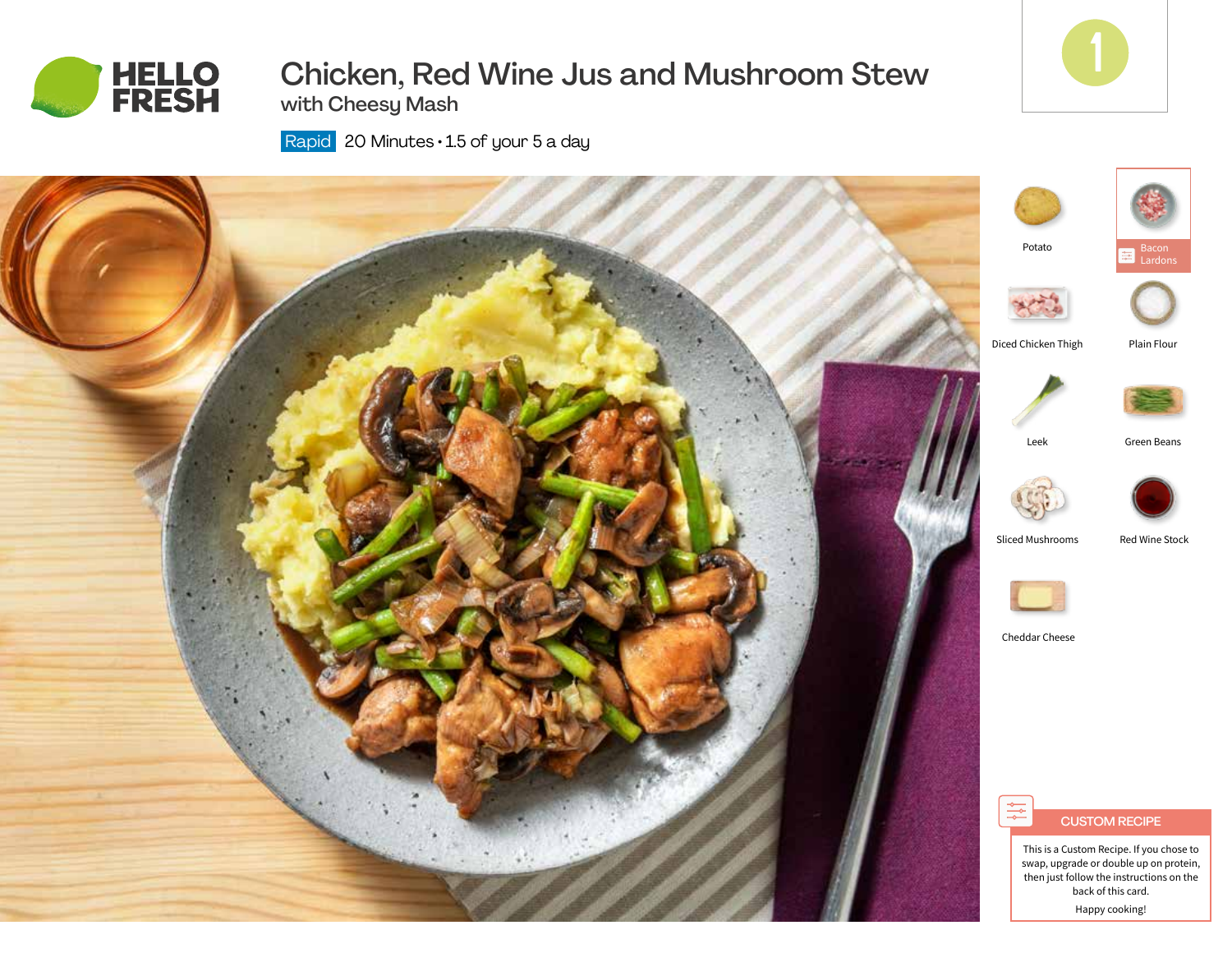# Chicken, Red Wine Jus and Mushroom Stew

## with Cheesy Mash

Rapid 20 Minutes • 1.5 of your 5 a day

1

- Potato
- Bacon Lardons
- Diced Chicken Thigh
- Plain Flour
- Leek
- Green Beans
- Sliced Mushrooms
- Red Wine Stock
- Cheddar Cheese

**CUSTOM RECIPE**

This is a Custom Recipe. If you chose to swap, upgrade or double up on protein, then just follow the instructions on the back of this card.

Happy cooking!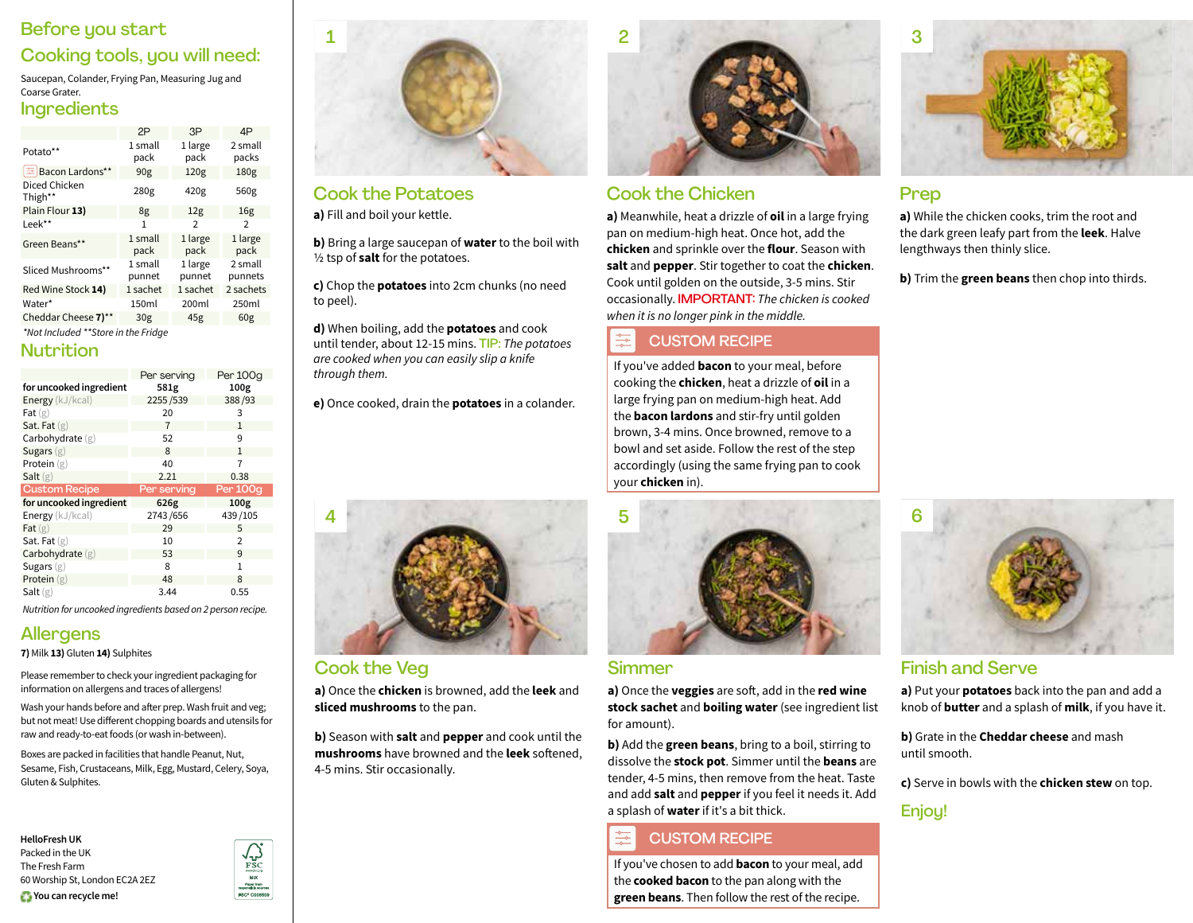## Before you start

## Cooking tools, you will need:

Saucepan, Colander, Frying Pan, Measuring Jug and Coarse Grater.

## Ingredients

| | 2P | 3P | 4P |
|---|---|---|---|
| Potato** | 1 small pack | 1 large pack | 2 small packs |
| Bacon Lardons** | 90g | 120g | 180g |
| Diced Chicken Thigh** | 280g | 420g | 560g |
| Plain Flour 13) | 8g | 12g | 16g |
| Leek** | 1 | 2 | 2 |
| Green Beans** | 1 small pack | 1 large pack | 1 large pack |
| Sliced Mushrooms** | 1 small punnet | 1 large punnet | 2 small punnets |
| Red Wine Stock 14) | 1 sachet | 1 sachet | 2 sachets |
| Water* | 150ml | 200ml | 250ml |
| Cheddar Cheese 7)** | 30g | 45g | 60g |

*Not Included **Store in the Fridge*

## Nutrition

| | Per serving | Per 100g |
|---|---|---|
| **for uncooked ingredient** | **581g** | **100g** |
| Energy (kJ/kcal) | 2255 /539 | 388 /93 |
| Fat (g) | 20 | 3 |
| Sat. Fat (g) | 7 | 1 |
| Carbohydrate (g) | 52 | 9 |
| Sugars (g) | 8 | 1 |
| Protein (g) | 40 | 7 |
| Salt (g) | 2.21 | 0.38 |
| **Custom Recipe** | **Per serving** | **Per 100g** |
| **for uncooked ingredient** | **626g** | **100g** |
| Energy (kJ/kcal) | 2743 /656 | 439 /105 |
| Fat (g) | 29 | 5 |
| Sat. Fat (g) | 10 | 2 |
| Carbohydrate (g) | 53 | 9 |
| Sugars (g) | 8 | 1 |
| Protein (g) | 48 | 8 |
| Salt (g) | 3.44 | 0.55 |

*Nutrition for uncooked ingredients based on 2 person recipe.*

## Allergens

**7)** Milk **13)** Gluten **14)** Sulphites

Please remember to check your ingredient packaging for information on allergens and traces of allergens!

Wash your hands before and after prep. Wash fruit and veg; but not meat! Use different chopping boards and utensils for raw and ready-to-eat foods (or wash in-between).

Boxes are packed in facilities that handle Peanut, Nut, Sesame, Fish, Crustaceans, Milk, Egg, Mustard, Celery, Soya, Gluten & Sulphites.

**HelloFresh UK**
Packed in the UK
The Fresh Farm
60 Worship St, London EC2A 2EZ
**You can recycle me!**

## 1 Cook the Potatoes

**a)** Fill and boil your kettle.

**b)** Bring a large saucepan of **water** to the boil with ½ tsp of **salt** for the potatoes.

**c)** Chop the **potatoes** into 2cm chunks (no need to peel).

**d)** When boiling, add the **potatoes** and cook until tender, about 12-15 mins. TIP: *The potatoes are cooked when you can easily slip a knife through them.*

**e)** Once cooked, drain the **potatoes** in a colander.

## 2 Cook the Chicken

**a)** Meanwhile, heat a drizzle of **oil** in a large frying pan on medium-high heat. Once hot, add the **chicken** and sprinkle over the **flour**. Season with **salt** and **pepper**. Stir together to coat the **chicken**. Cook until golden on the outside, 3-5 mins. Stir occasionally. IMPORTANT: *The chicken is cooked when it is no longer pink in the middle.*

**CUSTOM RECIPE**

If you've added **bacon** to your meal, before cooking the **chicken**, heat a drizzle of **oil** in a large frying pan on medium-high heat. Add the **bacon lardons** and stir-fry until golden brown, 3-4 mins. Once browned, remove to a bowl and set aside. Follow the rest of the step accordingly (using the same frying pan to cook your **chicken** in).

## 3 Prep

**a)** While the chicken cooks, trim the root and the dark green leafy part from the **leek**. Halve lengthways then thinly slice.

**b)** Trim the **green beans** then chop into thirds.

## 4 Cook the Veg

**a)** Once the **chicken** is browned, add the **leek** and **sliced mushrooms** to the pan.

**b)** Season with **salt** and **pepper** and cook until the **mushrooms** have browned and the **leek** softened, 4-5 mins. Stir occasionally.

## 5 Simmer

**a)** Once the **veggies** are soft, add in the **red wine stock sachet** and **boiling water** (see ingredient list for amount).

**b)** Add the **green beans**, bring to a boil, stirring to dissolve the **stock pot**. Simmer until the **beans** are tender, 4-5 mins, then remove from the heat. Taste and add **salt** and **pepper** if you feel it needs it. Add a splash of **water** if it's a bit thick.

**CUSTOM RECIPE**

If you've chosen to add **bacon** to your meal, add the **cooked bacon** to the pan along with the **green beans**. Then follow the rest of the recipe.

## 6 Finish and Serve

**a)** Put your **potatoes** back into the pan and add a knob of **butter** and a splash of **milk**, if you have it.

**b)** Grate in the **Cheddar cheese** and mash until smooth.

**c)** Serve in bowls with the **chicken stew** on top.

**Enjoy!**